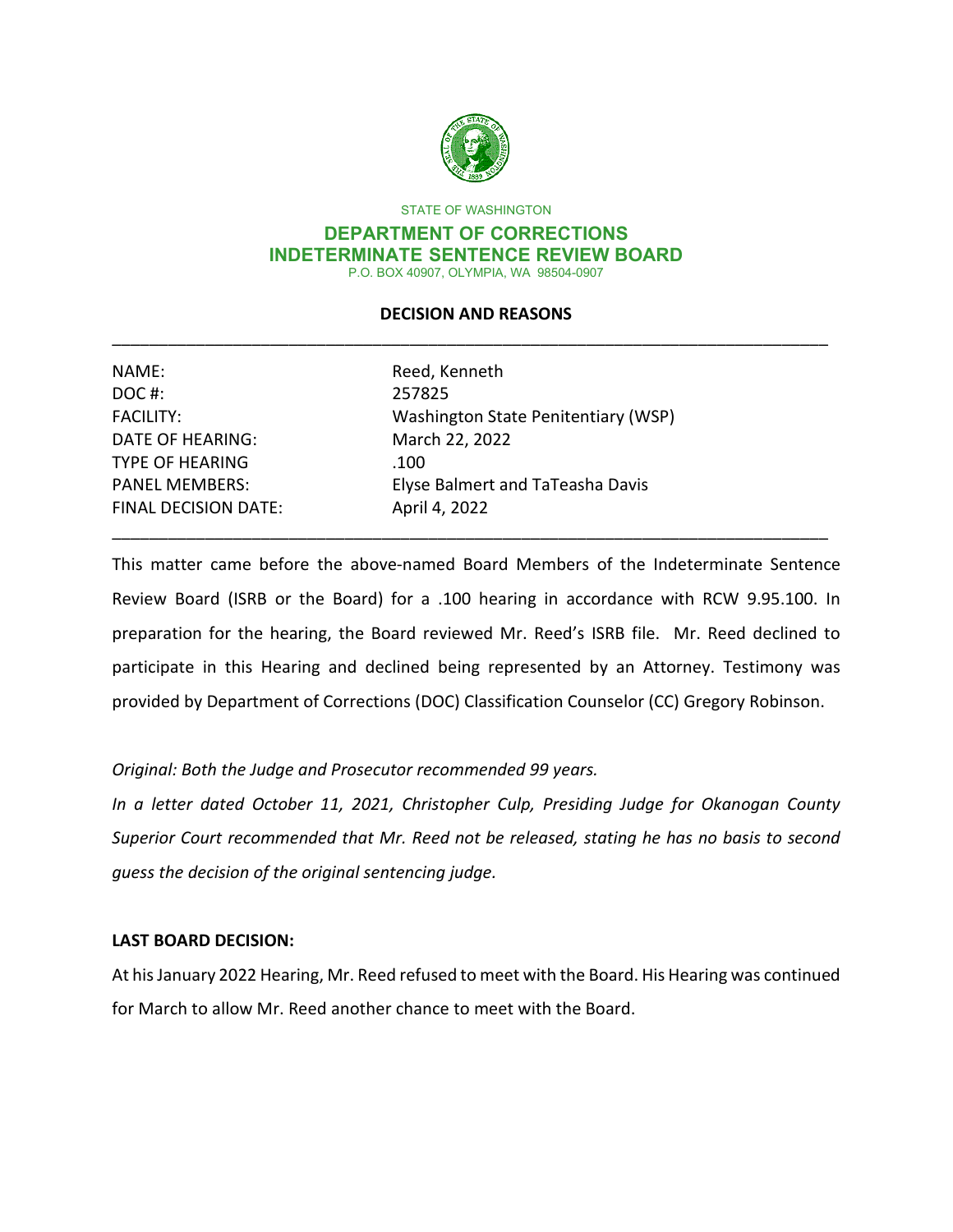STATE OF WASHINGTON

**DEPARTMENT OF CORRECTIONS**
**INDETERMINATE SENTENCE REVIEW BOARD**
P.O. BOX 40907, OLYMPIA, WA 98504-0907

## DECISION AND REASONS

| | |
|---|---|
| NAME: | Reed, Kenneth |
| DOC #: | 257825 |
| FACILITY: | Washington State Penitentiary (WSP) |
| DATE OF HEARING: | March 22, 2022 |
| TYPE OF HEARING | .100 |
| PANEL MEMBERS: | Elyse Balmert and TaTeasha Davis |
| FINAL DECISION DATE: | April 4, 2022 |

This matter came before the above-named Board Members of the Indeterminate Sentence Review Board (ISRB or the Board) for a .100 hearing in accordance with RCW 9.95.100. In preparation for the hearing, the Board reviewed Mr. Reed's ISRB file. Mr. Reed declined to participate in this Hearing and declined being represented by an Attorney. Testimony was provided by Department of Corrections (DOC) Classification Counselor (CC) Gregory Robinson.

*Original: Both the Judge and Prosecutor recommended 99 years.*

*In a letter dated October 11, 2021, Christopher Culp, Presiding Judge for Okanogan County Superior Court recommended that Mr. Reed not be released, stating he has no basis to second guess the decision of the original sentencing judge.*

**LAST BOARD DECISION:**

At his January 2022 Hearing, Mr. Reed refused to meet with the Board. His Hearing was continued for March to allow Mr. Reed another chance to meet with the Board.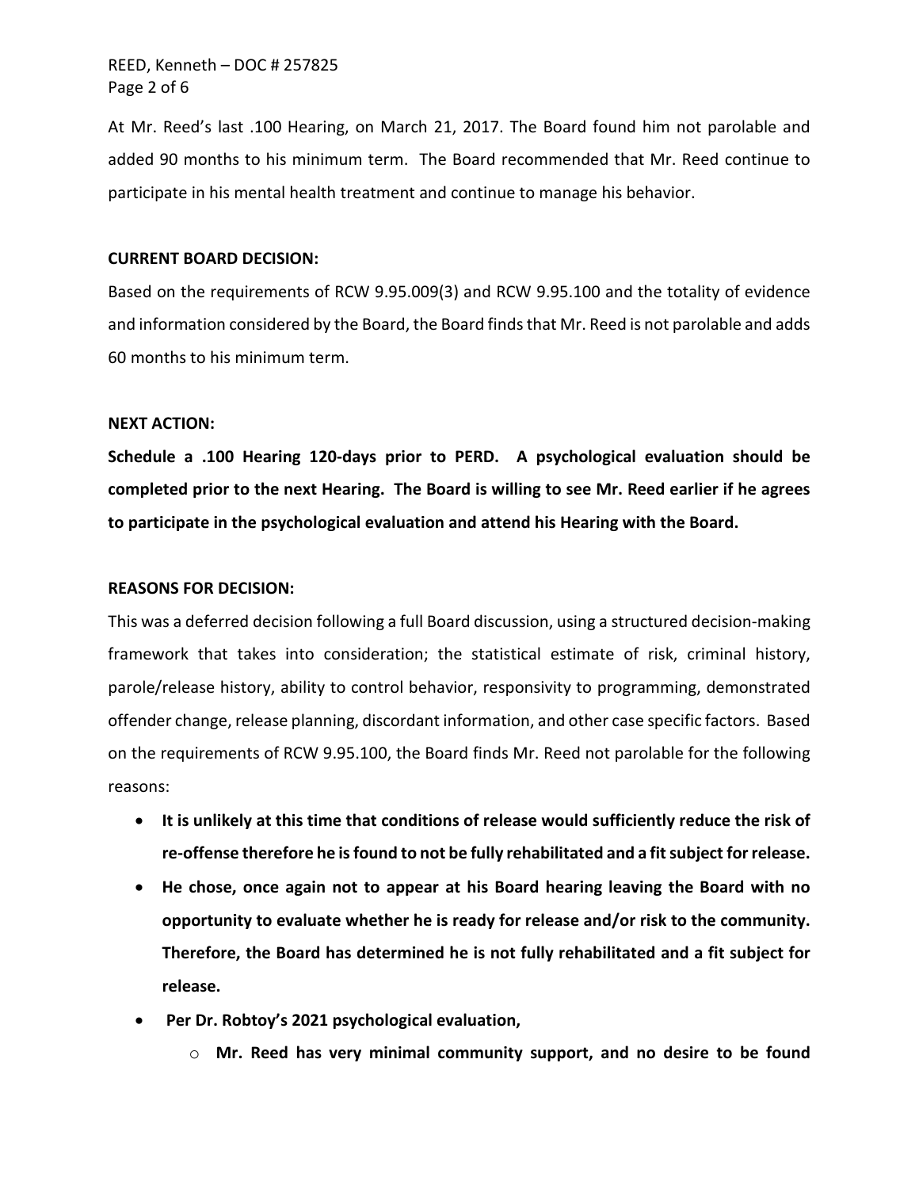At Mr. Reed's last .100 Hearing, on March 21, 2017. The Board found him not parolable and added 90 months to his minimum term. The Board recommended that Mr. Reed continue to participate in his mental health treatment and continue to manage his behavior.

**CURRENT BOARD DECISION:**

Based on the requirements of RCW 9.95.009(3) and RCW 9.95.100 and the totality of evidence and information considered by the Board, the Board finds that Mr. Reed is not parolable and adds 60 months to his minimum term.

**NEXT ACTION:**

**Schedule a .100 Hearing 120-days prior to PERD. A psychological evaluation should be completed prior to the next Hearing. The Board is willing to see Mr. Reed earlier if he agrees to participate in the psychological evaluation and attend his Hearing with the Board.**

**REASONS FOR DECISION:**

This was a deferred decision following a full Board discussion, using a structured decision-making framework that takes into consideration; the statistical estimate of risk, criminal history, parole/release history, ability to control behavior, responsivity to programming, demonstrated offender change, release planning, discordant information, and other case specific factors. Based on the requirements of RCW 9.95.100, the Board finds Mr. Reed not parolable for the following reasons:

- **It is unlikely at this time that conditions of release would sufficiently reduce the risk of re-offense therefore he is found to not be fully rehabilitated and a fit subject for release.**
- **He chose, once again not to appear at his Board hearing leaving the Board with no opportunity to evaluate whether he is ready for release and/or risk to the community. Therefore, the Board has determined he is not fully rehabilitated and a fit subject for release.**
- **Per Dr. Robtoy's 2021 psychological evaluation,**
  - **Mr. Reed has very minimal community support, and no desire to be found**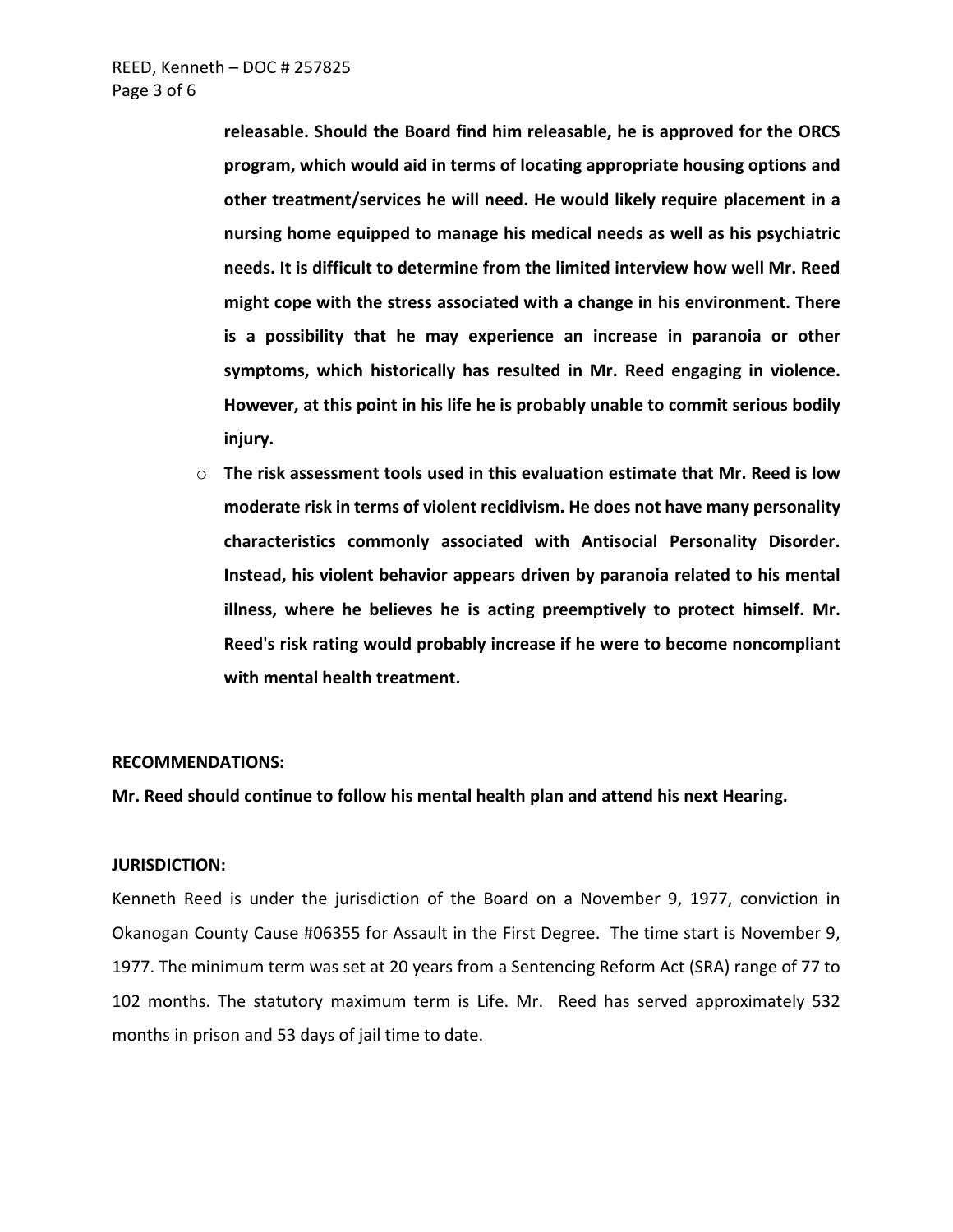**releasable. Should the Board find him releasable, he is approved for the ORCS program, which would aid in terms of locating appropriate housing options and other treatment/services he will need. He would likely require placement in a nursing home equipped to manage his medical needs as well as his psychiatric needs. It is difficult to determine from the limited interview how well Mr. Reed might cope with the stress associated with a change in his environment. There is a possibility that he may experience an increase in paranoia or other symptoms, which historically has resulted in Mr. Reed engaging in violence. However, at this point in his life he is probably unable to commit serious bodily injury.**

- **The risk assessment tools used in this evaluation estimate that Mr. Reed is low moderate risk in terms of violent recidivism. He does not have many personality characteristics commonly associated with Antisocial Personality Disorder. Instead, his violent behavior appears driven by paranoia related to his mental illness, where he believes he is acting preemptively to protect himself. Mr. Reed's risk rating would probably increase if he were to become noncompliant with mental health treatment.**

**RECOMMENDATIONS:**

**Mr. Reed should continue to follow his mental health plan and attend his next Hearing.**

**JURISDICTION:**

Kenneth Reed is under the jurisdiction of the Board on a November 9, 1977, conviction in Okanogan County Cause #06355 for Assault in the First Degree. The time start is November 9, 1977. The minimum term was set at 20 years from a Sentencing Reform Act (SRA) range of 77 to 102 months. The statutory maximum term is Life. Mr. Reed has served approximately 532 months in prison and 53 days of jail time to date.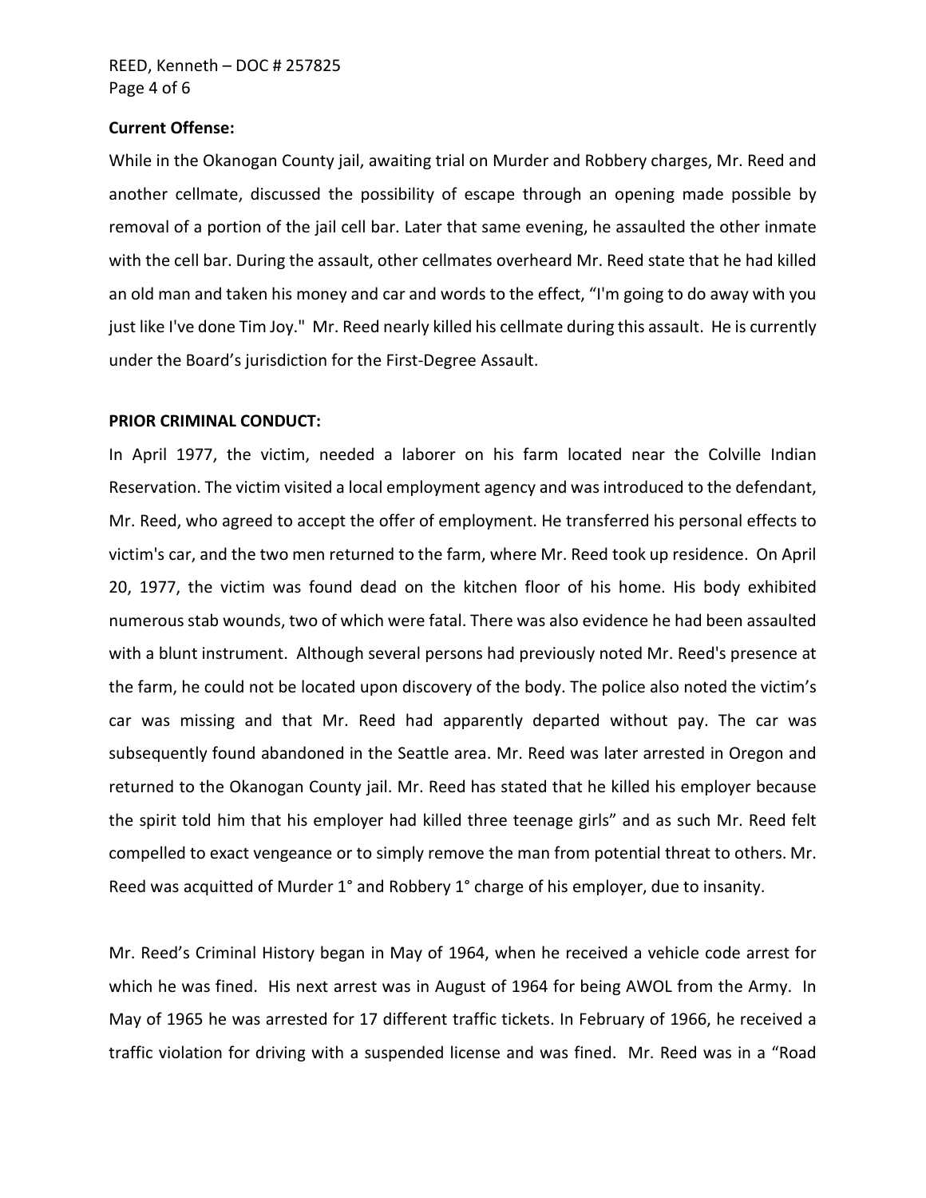**Current Offense:**

While in the Okanogan County jail, awaiting trial on Murder and Robbery charges, Mr. Reed and another cellmate, discussed the possibility of escape through an opening made possible by removal of a portion of the jail cell bar. Later that same evening, he assaulted the other inmate with the cell bar. During the assault, other cellmates overheard Mr. Reed state that he had killed an old man and taken his money and car and words to the effect, "I'm going to do away with you just like I've done Tim Joy." Mr. Reed nearly killed his cellmate during this assault. He is currently under the Board's jurisdiction for the First-Degree Assault.

**PRIOR CRIMINAL CONDUCT:**

In April 1977, the victim, needed a laborer on his farm located near the Colville Indian Reservation. The victim visited a local employment agency and was introduced to the defendant, Mr. Reed, who agreed to accept the offer of employment. He transferred his personal effects to victim's car, and the two men returned to the farm, where Mr. Reed took up residence. On April 20, 1977, the victim was found dead on the kitchen floor of his home. His body exhibited numerous stab wounds, two of which were fatal. There was also evidence he had been assaulted with a blunt instrument. Although several persons had previously noted Mr. Reed's presence at the farm, he could not be located upon discovery of the body. The police also noted the victim's car was missing and that Mr. Reed had apparently departed without pay. The car was subsequently found abandoned in the Seattle area. Mr. Reed was later arrested in Oregon and returned to the Okanogan County jail. Mr. Reed has stated that he killed his employer because the spirit told him that his employer had killed three teenage girls" and as such Mr. Reed felt compelled to exact vengeance or to simply remove the man from potential threat to others. Mr. Reed was acquitted of Murder 1° and Robbery 1° charge of his employer, due to insanity.

Mr. Reed's Criminal History began in May of 1964, when he received a vehicle code arrest for which he was fined. His next arrest was in August of 1964 for being AWOL from the Army. In May of 1965 he was arrested for 17 different traffic tickets. In February of 1966, he received a traffic violation for driving with a suspended license and was fined. Mr. Reed was in a "Road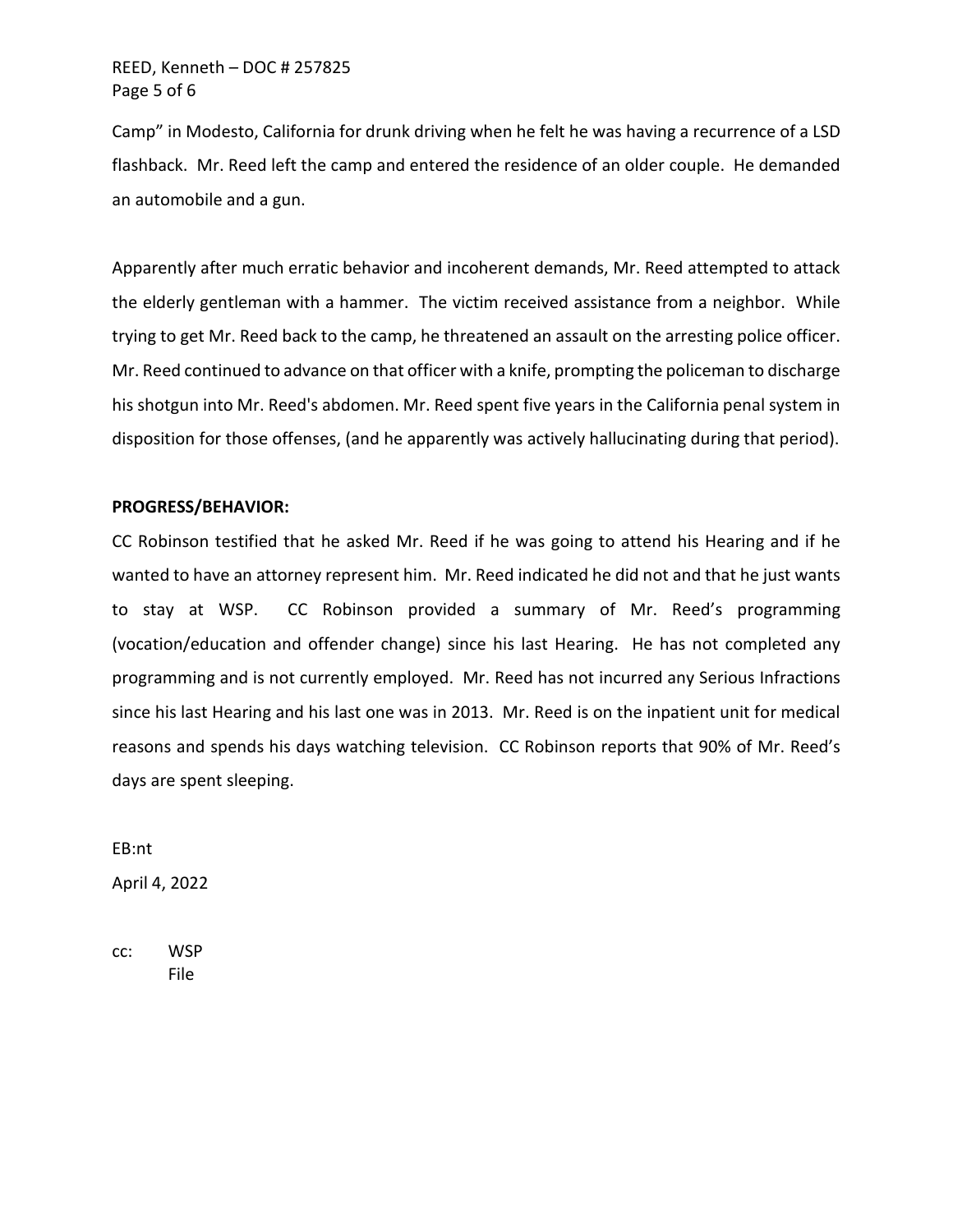Camp" in Modesto, California for drunk driving when he felt he was having a recurrence of a LSD flashback. Mr. Reed left the camp and entered the residence of an older couple. He demanded an automobile and a gun.

Apparently after much erratic behavior and incoherent demands, Mr. Reed attempted to attack the elderly gentleman with a hammer. The victim received assistance from a neighbor. While trying to get Mr. Reed back to the camp, he threatened an assault on the arresting police officer. Mr. Reed continued to advance on that officer with a knife, prompting the policeman to discharge his shotgun into Mr. Reed's abdomen. Mr. Reed spent five years in the California penal system in disposition for those offenses, (and he apparently was actively hallucinating during that period).

**PROGRESS/BEHAVIOR:**

CC Robinson testified that he asked Mr. Reed if he was going to attend his Hearing and if he wanted to have an attorney represent him. Mr. Reed indicated he did not and that he just wants to stay at WSP. CC Robinson provided a summary of Mr. Reed's programming (vocation/education and offender change) since his last Hearing. He has not completed any programming and is not currently employed. Mr. Reed has not incurred any Serious Infractions since his last Hearing and his last one was in 2013. Mr. Reed is on the inpatient unit for medical reasons and spends his days watching television. CC Robinson reports that 90% of Mr. Reed's days are spent sleeping.

EB:nt

April 4, 2022

cc: WSP
File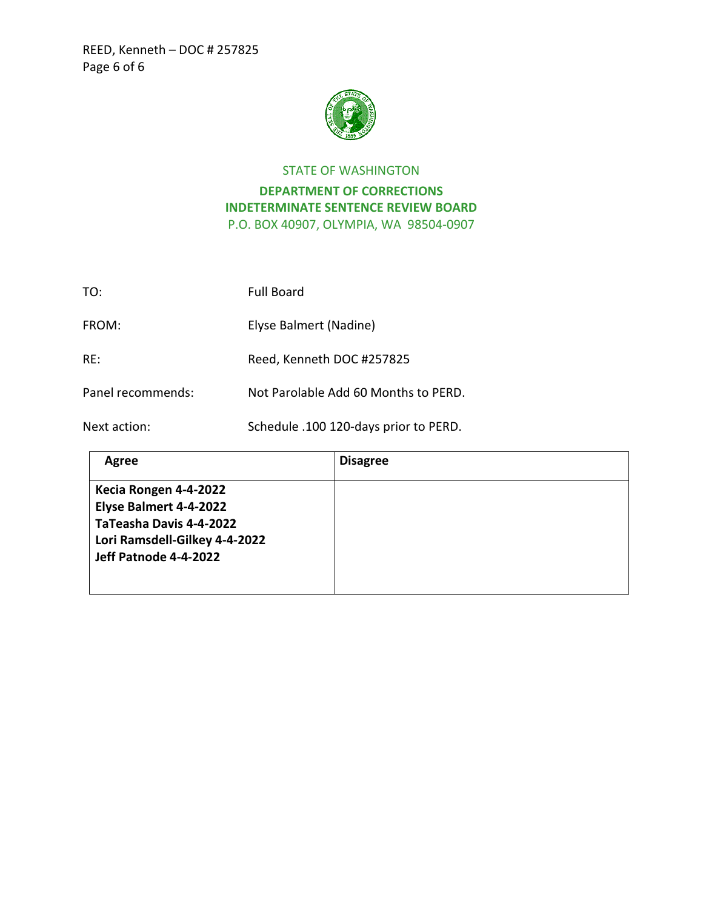STATE OF WASHINGTON

**DEPARTMENT OF CORRECTIONS**
**INDETERMINATE SENTENCE REVIEW BOARD**
P.O. BOX 40907, OLYMPIA, WA 98504-0907

TO: Full Board

FROM: Elyse Balmert (Nadine)

RE: Reed, Kenneth DOC #257825

Panel recommends: Not Parolable Add 60 Months to PERD.

Next action: Schedule .100 120-days prior to PERD.

| Agree | Disagree |
|---|---|
| **Kecia Rongen 4-4-2022**<br>**Elyse Balmert 4-4-2022**<br>**TaTeasha Davis 4-4-2022**<br>**Lori Ramsdell-Gilkey 4-4-2022**<br>**Jeff Patnode 4-4-2022** | |